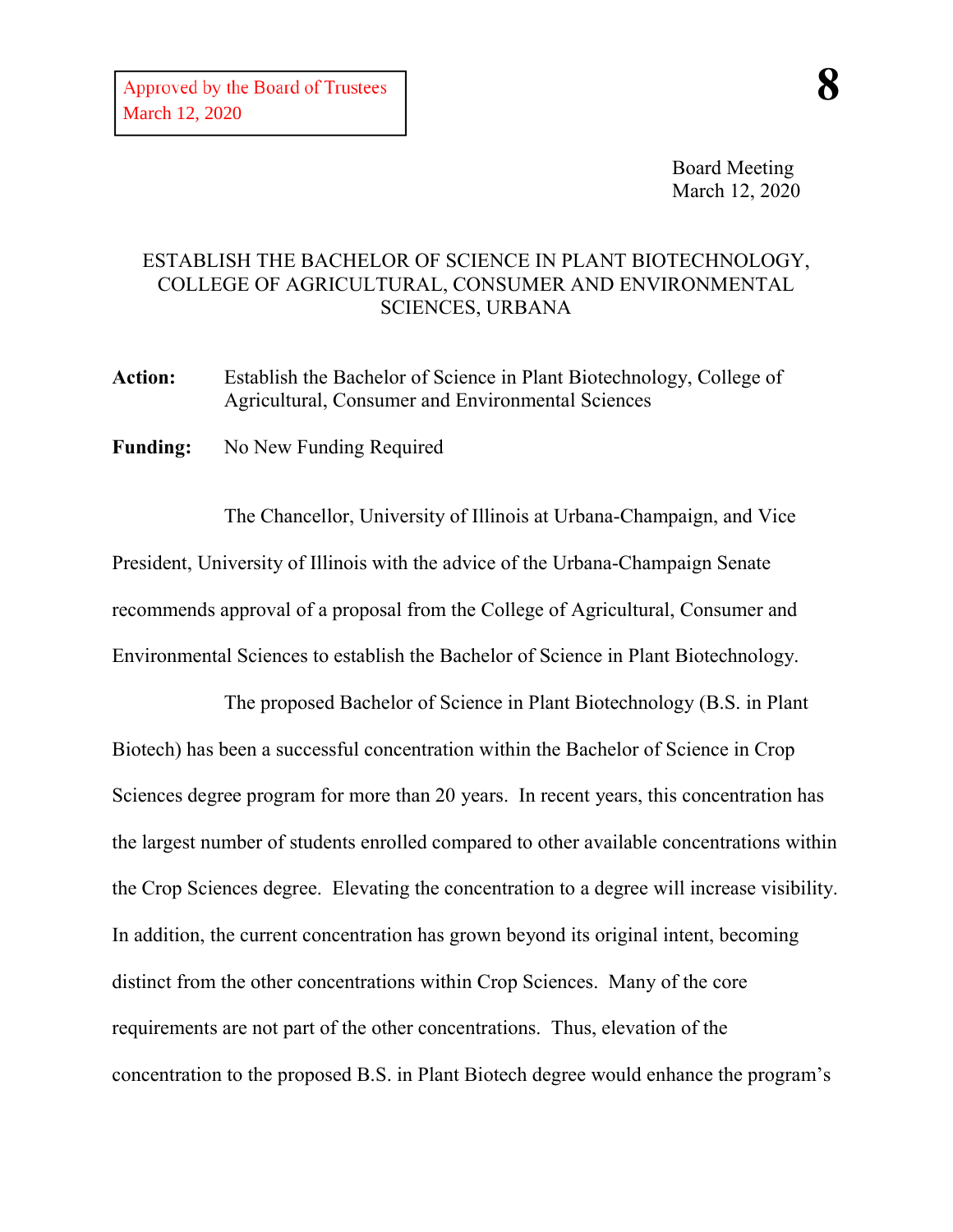Approved by the Board of Trustees
March 12, 2020

**8**

Board Meeting
March 12, 2020

# ESTABLISH THE BACHELOR OF SCIENCE IN PLANT BIOTECHNOLOGY, COLLEGE OF AGRICULTURAL, CONSUMER AND ENVIRONMENTAL SCIENCES, URBANA

**Action:** Establish the Bachelor of Science in Plant Biotechnology, College of Agricultural, Consumer and Environmental Sciences

**Funding:** No New Funding Required

The Chancellor, University of Illinois at Urbana-Champaign, and Vice President, University of Illinois with the advice of the Urbana-Champaign Senate recommends approval of a proposal from the College of Agricultural, Consumer and Environmental Sciences to establish the Bachelor of Science in Plant Biotechnology.

The proposed Bachelor of Science in Plant Biotechnology (B.S. in Plant Biotech) has been a successful concentration within the Bachelor of Science in Crop Sciences degree program for more than 20 years. In recent years, this concentration has the largest number of students enrolled compared to other available concentrations within the Crop Sciences degree. Elevating the concentration to a degree will increase visibility. In addition, the current concentration has grown beyond its original intent, becoming distinct from the other concentrations within Crop Sciences. Many of the core requirements are not part of the other concentrations. Thus, elevation of the concentration to the proposed B.S. in Plant Biotech degree would enhance the program's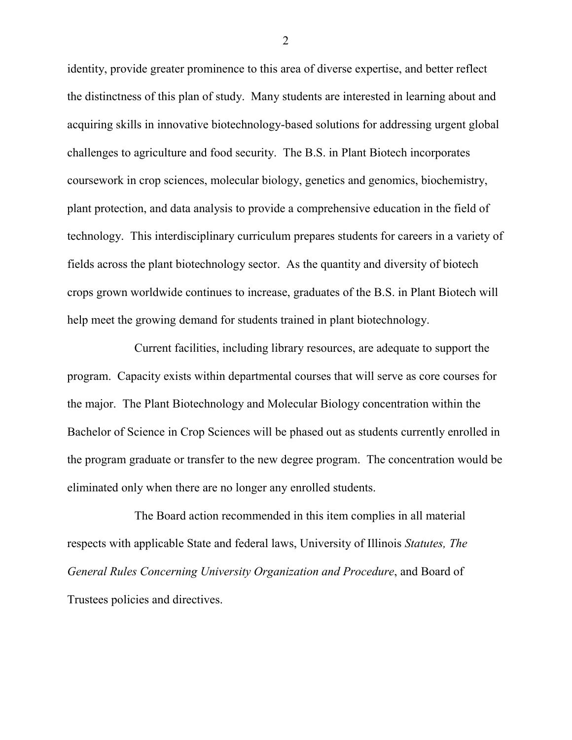identity, provide greater prominence to this area of diverse expertise, and better reflect the distinctness of this plan of study. Many students are interested in learning about and acquiring skills in innovative biotechnology-based solutions for addressing urgent global challenges to agriculture and food security. The B.S. in Plant Biotech incorporates coursework in crop sciences, molecular biology, genetics and genomics, biochemistry, plant protection, and data analysis to provide a comprehensive education in the field of technology. This interdisciplinary curriculum prepares students for careers in a variety of fields across the plant biotechnology sector. As the quantity and diversity of biotech crops grown worldwide continues to increase, graduates of the B.S. in Plant Biotech will help meet the growing demand for students trained in plant biotechnology.

Current facilities, including library resources, are adequate to support the program. Capacity exists within departmental courses that will serve as core courses for the major. The Plant Biotechnology and Molecular Biology concentration within the Bachelor of Science in Crop Sciences will be phased out as students currently enrolled in the program graduate or transfer to the new degree program. The concentration would be eliminated only when there are no longer any enrolled students.

The Board action recommended in this item complies in all material respects with applicable State and federal laws, University of Illinois *Statutes, The General Rules Concerning University Organization and Procedure*, and Board of Trustees policies and directives.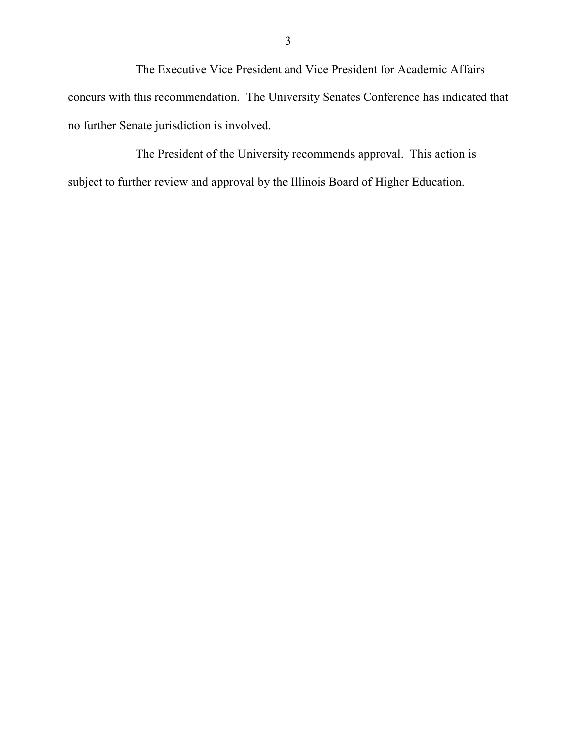The Executive Vice President and Vice President for Academic Affairs concurs with this recommendation. The University Senates Conference has indicated that no further Senate jurisdiction is involved.

The President of the University recommends approval. This action is subject to further review and approval by the Illinois Board of Higher Education.